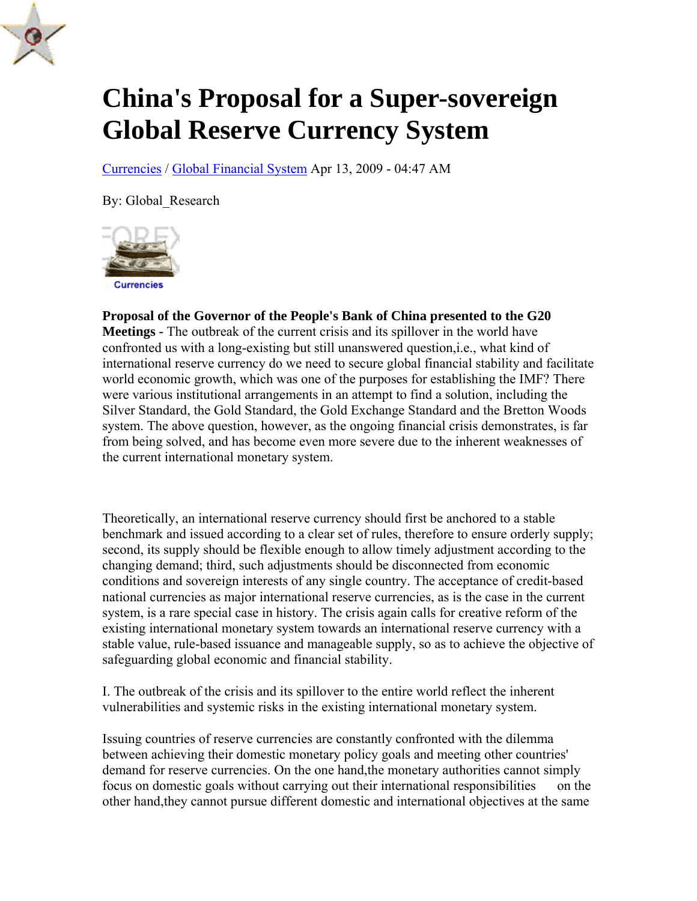# China's Proposal for a Super-sovereign Global Reserve Currency System

Currencies / Global Financial System Apr 13, 2009 - 04:47 AM

By: Global_Research

Currencies

**Proposal of the Governor of the People's Bank of China presented to the G20 Meetings -** The outbreak of the current crisis and its spillover in the world have confronted us with a long-existing but still unanswered question,i.e., what kind of international reserve currency do we need to secure global financial stability and facilitate world economic growth, which was one of the purposes for establishing the IMF? There were various institutional arrangements in an attempt to find a solution, including the Silver Standard, the Gold Standard, the Gold Exchange Standard and the Bretton Woods system. The above question, however, as the ongoing financial crisis demonstrates, is far from being solved, and has become even more severe due to the inherent weaknesses of the current international monetary system.

Theoretically, an international reserve currency should first be anchored to a stable benchmark and issued according to a clear set of rules, therefore to ensure orderly supply; second, its supply should be flexible enough to allow timely adjustment according to the changing demand; third, such adjustments should be disconnected from economic conditions and sovereign interests of any single country. The acceptance of credit-based national currencies as major international reserve currencies, as is the case in the current system, is a rare special case in history. The crisis again calls for creative reform of the existing international monetary system towards an international reserve currency with a stable value, rule-based issuance and manageable supply, so as to achieve the objective of safeguarding global economic and financial stability.

I. The outbreak of the crisis and its spillover to the entire world reflect the inherent vulnerabilities and systemic risks in the existing international monetary system.

Issuing countries of reserve currencies are constantly confronted with the dilemma between achieving their domestic monetary policy goals and meeting other countries' demand for reserve currencies. On the one hand,the monetary authorities cannot simply focus on domestic goals without carrying out their international responsibilities on the other hand,they cannot pursue different domestic and international objectives at the same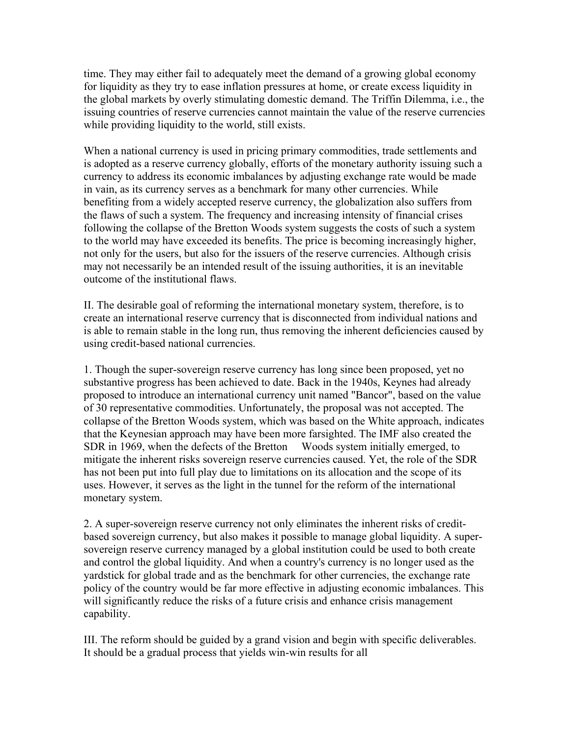time. They may either fail to adequately meet the demand of a growing global economy for liquidity as they try to ease inflation pressures at home, or create excess liquidity in the global markets by overly stimulating domestic demand. The Triffin Dilemma, i.e., the issuing countries of reserve currencies cannot maintain the value of the reserve currencies while providing liquidity to the world, still exists.

When a national currency is used in pricing primary commodities, trade settlements and is adopted as a reserve currency globally, efforts of the monetary authority issuing such a currency to address its economic imbalances by adjusting exchange rate would be made in vain, as its currency serves as a benchmark for many other currencies. While benefiting from a widely accepted reserve currency, the globalization also suffers from the flaws of such a system. The frequency and increasing intensity of financial crises following the collapse of the Bretton Woods system suggests the costs of such a system to the world may have exceeded its benefits. The price is becoming increasingly higher, not only for the users, but also for the issuers of the reserve currencies. Although crisis may not necessarily be an intended result of the issuing authorities, it is an inevitable outcome of the institutional flaws.

II. The desirable goal of reforming the international monetary system, therefore, is to create an international reserve currency that is disconnected from individual nations and is able to remain stable in the long run, thus removing the inherent deficiencies caused by using credit-based national currencies.

1. Though the super-sovereign reserve currency has long since been proposed, yet no substantive progress has been achieved to date. Back in the 1940s, Keynes had already proposed to introduce an international currency unit named "Bancor", based on the value of 30 representative commodities. Unfortunately, the proposal was not accepted. The collapse of the Bretton Woods system, which was based on the White approach, indicates that the Keynesian approach may have been more farsighted. The IMF also created the SDR in 1969, when the defects of the Bretton Woods system initially emerged, to mitigate the inherent risks sovereign reserve currencies caused. Yet, the role of the SDR has not been put into full play due to limitations on its allocation and the scope of its uses. However, it serves as the light in the tunnel for the reform of the international monetary system.

2. A super-sovereign reserve currency not only eliminates the inherent risks of credit-based sovereign currency, but also makes it possible to manage global liquidity. A super-sovereign reserve currency managed by a global institution could be used to both create and control the global liquidity. And when a country's currency is no longer used as the yardstick for global trade and as the benchmark for other currencies, the exchange rate policy of the country would be far more effective in adjusting economic imbalances. This will significantly reduce the risks of a future crisis and enhance crisis management capability.

III. The reform should be guided by a grand vision and begin with specific deliverables. It should be a gradual process that yields win-win results for all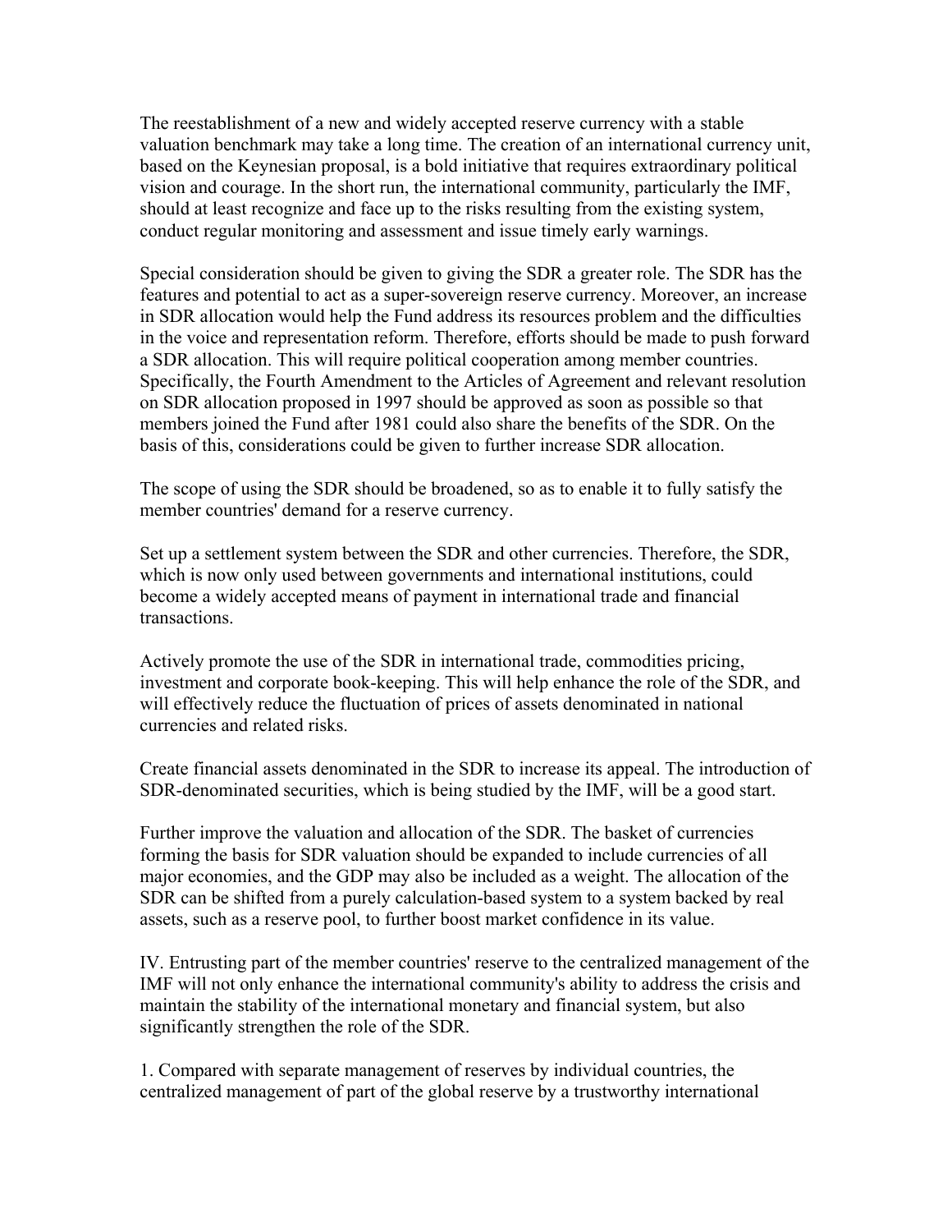The reestablishment of a new and widely accepted reserve currency with a stable valuation benchmark may take a long time. The creation of an international currency unit, based on the Keynesian proposal, is a bold initiative that requires extraordinary political vision and courage. In the short run, the international community, particularly the IMF, should at least recognize and face up to the risks resulting from the existing system, conduct regular monitoring and assessment and issue timely early warnings.

Special consideration should be given to giving the SDR a greater role. The SDR has the features and potential to act as a super-sovereign reserve currency. Moreover, an increase in SDR allocation would help the Fund address its resources problem and the difficulties in the voice and representation reform. Therefore, efforts should be made to push forward a SDR allocation. This will require political cooperation among member countries. Specifically, the Fourth Amendment to the Articles of Agreement and relevant resolution on SDR allocation proposed in 1997 should be approved as soon as possible so that members joined the Fund after 1981 could also share the benefits of the SDR. On the basis of this, considerations could be given to further increase SDR allocation.

The scope of using the SDR should be broadened, so as to enable it to fully satisfy the member countries' demand for a reserve currency.

Set up a settlement system between the SDR and other currencies. Therefore, the SDR, which is now only used between governments and international institutions, could become a widely accepted means of payment in international trade and financial transactions.

Actively promote the use of the SDR in international trade, commodities pricing, investment and corporate book-keeping. This will help enhance the role of the SDR, and will effectively reduce the fluctuation of prices of assets denominated in national currencies and related risks.

Create financial assets denominated in the SDR to increase its appeal. The introduction of SDR-denominated securities, which is being studied by the IMF, will be a good start.

Further improve the valuation and allocation of the SDR. The basket of currencies forming the basis for SDR valuation should be expanded to include currencies of all major economies, and the GDP may also be included as a weight. The allocation of the SDR can be shifted from a purely calculation-based system to a system backed by real assets, such as a reserve pool, to further boost market confidence in its value.

IV. Entrusting part of the member countries' reserve to the centralized management of the IMF will not only enhance the international community's ability to address the crisis and maintain the stability of the international monetary and financial system, but also significantly strengthen the role of the SDR.

1. Compared with separate management of reserves by individual countries, the centralized management of part of the global reserve by a trustworthy international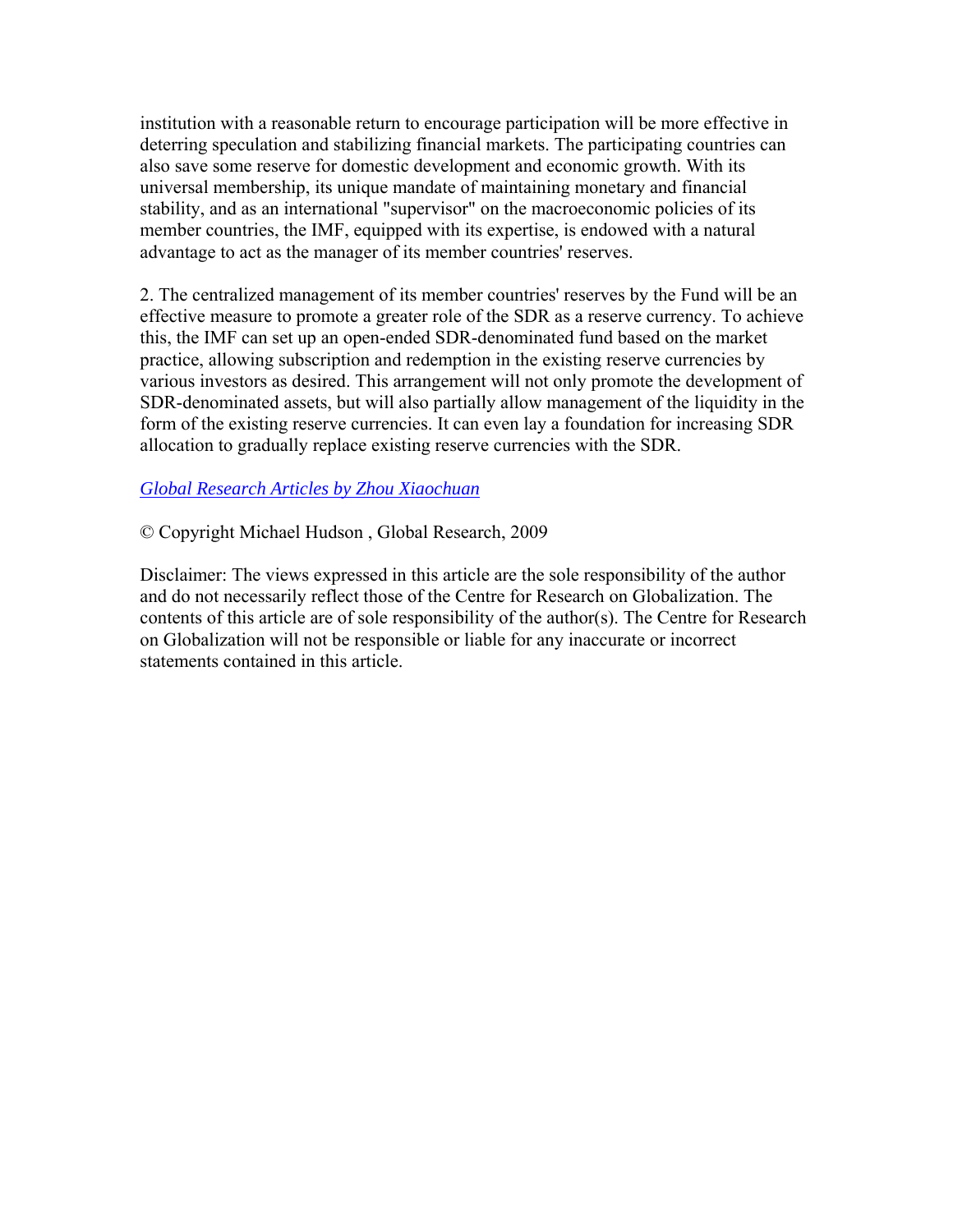institution with a reasonable return to encourage participation will be more effective in deterring speculation and stabilizing financial markets. The participating countries can also save some reserve for domestic development and economic growth. With its universal membership, its unique mandate of maintaining monetary and financial stability, and as an international "supervisor" on the macroeconomic policies of its member countries, the IMF, equipped with its expertise, is endowed with a natural advantage to act as the manager of its member countries' reserves.

2. The centralized management of its member countries' reserves by the Fund will be an effective measure to promote a greater role of the SDR as a reserve currency. To achieve this, the IMF can set up an open-ended SDR-denominated fund based on the market practice, allowing subscription and redemption in the existing reserve currencies by various investors as desired. This arrangement will not only promote the development of SDR-denominated assets, but will also partially allow management of the liquidity in the form of the existing reserve currencies. It can even lay a foundation for increasing SDR allocation to gradually replace existing reserve currencies with the SDR.

*Global Research Articles by Zhou Xiaochuan*

© Copyright Michael Hudson , Global Research, 2009

Disclaimer: The views expressed in this article are the sole responsibility of the author and do not necessarily reflect those of the Centre for Research on Globalization. The contents of this article are of sole responsibility of the author(s). The Centre for Research on Globalization will not be responsible or liable for any inaccurate or incorrect statements contained in this article.